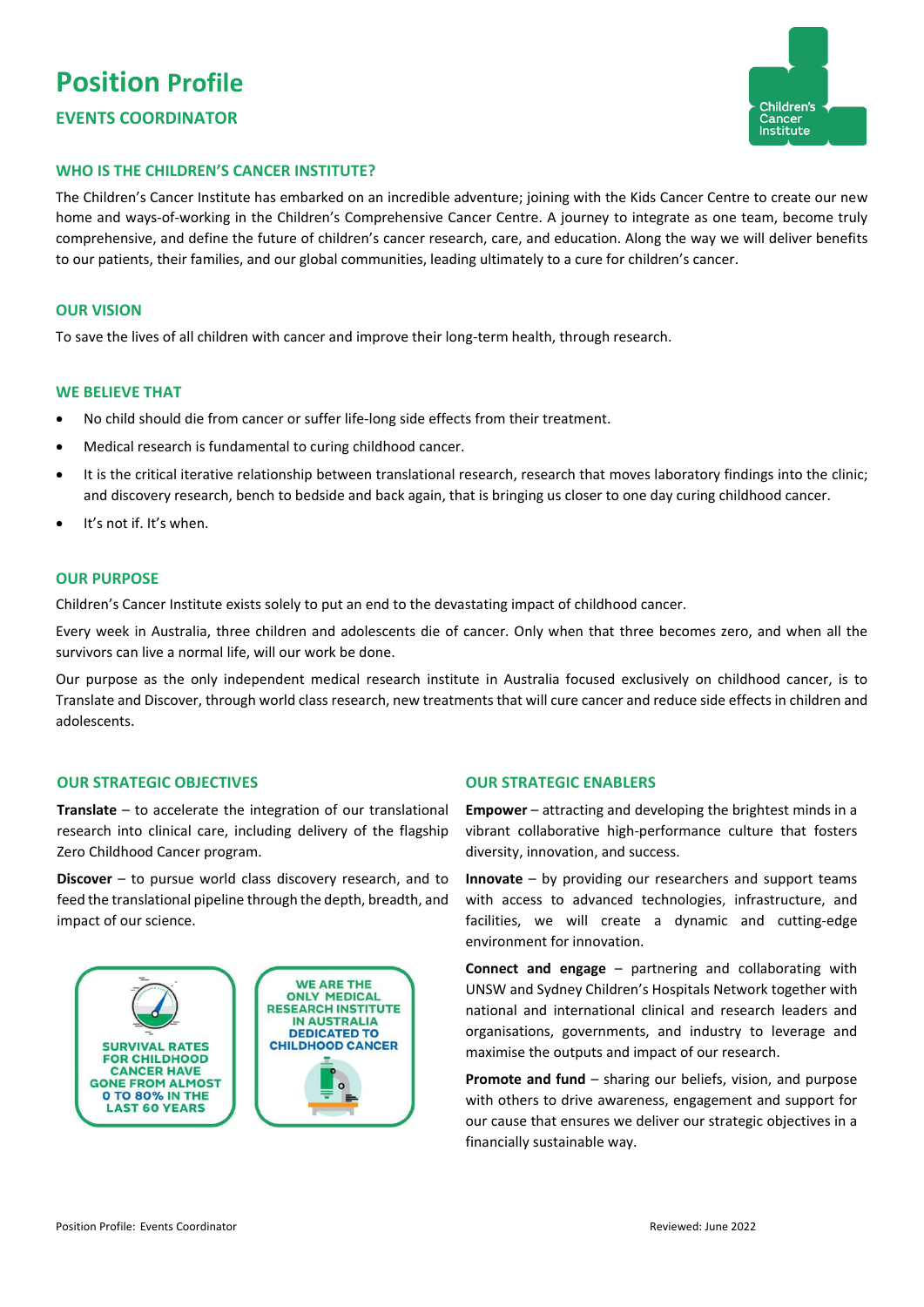# Position Profile

## EVENTS COORDINATOR

### WHO IS THE CHILDREN'S CANCER INSTITUTE?

The Children's Cancer Institute has embarked on an incredible adventure; joining with the Kids Cancer Centre to create our new home and ways-of-working in the Children's Comprehensive Cancer Centre. A journey to integrate as one team, become truly comprehensive, and define the future of children's cancer research, care, and education. Along the way we will deliver benefits to our patients, their families, and our global communities, leading ultimately to a cure for children's cancer.

### OUR VISION

To save the lives of all children with cancer and improve their long-term health, through research.

### WE BELIEVE THAT

- No child should die from cancer or suffer life-long side effects from their treatment.
- Medical research is fundamental to curing childhood cancer.
- It is the critical iterative relationship between translational research, research that moves laboratory findings into the clinic; and discovery research, bench to bedside and back again, that is bringing us closer to one day curing childhood cancer.
- It's not if. It's when.

### OUR PURPOSE

Children's Cancer Institute exists solely to put an end to the devastating impact of childhood cancer.

Every week in Australia, three children and adolescents die of cancer. Only when that three becomes zero, and when all the survivors can live a normal life, will our work be done.

Our purpose as the only independent medical research institute in Australia focused exclusively on childhood cancer, is to Translate and Discover, through world class research, new treatments that will cure cancer and reduce side effects in children and adolescents.

### OUR STRATEGIC OBJECTIVES

**Translate** – to accelerate the integration of our translational research into clinical care, including delivery of the flagship Zero Childhood Cancer program.

**Discover** – to pursue world class discovery research, and to feed the translational pipeline through the depth, breadth, and impact of our science.

SURVIVAL RATES FOR CHILDHOOD CANCER HAVE GONE FROM ALMOST 0 TO 80% IN THE LAST 60 YEARS

WE ARE THE ONLY MEDICAL RESEARCH INSTITUTE IN AUSTRALIA DEDICATED TO CHILDHOOD CANCER

### OUR STRATEGIC ENABLERS

**Empower** – attracting and developing the brightest minds in a vibrant collaborative high-performance culture that fosters diversity, innovation, and success.

**Innovate** – by providing our researchers and support teams with access to advanced technologies, infrastructure, and facilities, we will create a dynamic and cutting-edge environment for innovation.

**Connect and engage** – partnering and collaborating with UNSW and Sydney Children's Hospitals Network together with national and international clinical and research leaders and organisations, governments, and industry to leverage and maximise the outputs and impact of our research.

**Promote and fund** – sharing our beliefs, vision, and purpose with others to drive awareness, engagement and support for our cause that ensures we deliver our strategic objectives in a financially sustainable way.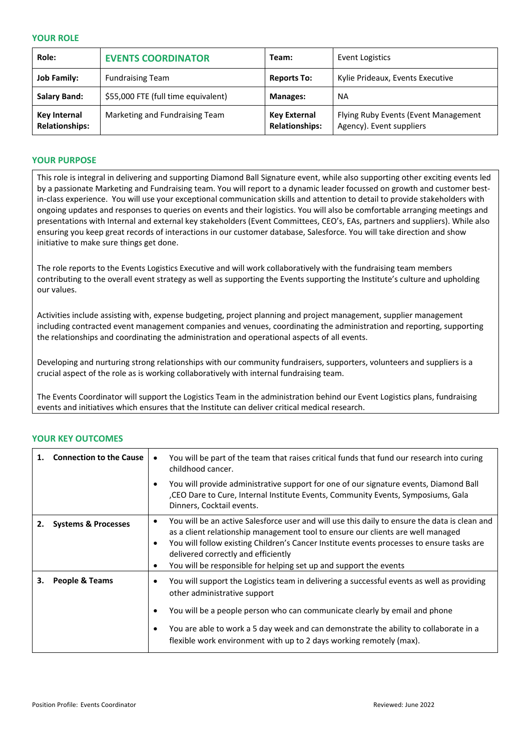## YOUR ROLE

| Role: | **EVENTS COORDINATOR** | Team: | Event Logistics |
|---|---|---|---|
| **Job Family:** | Fundraising Team | **Reports To:** | Kylie Prideaux, Events Executive |
| **Salary Band:** | $55,000 FTE (full time equivalent) | **Manages:** | NA |
| **Key Internal Relationships:** | Marketing and Fundraising Team | **Key External Relationships:** | Flying Ruby Events (Event Management Agency). Event suppliers |

## YOUR PURPOSE

This role is integral in delivering and supporting Diamond Ball Signature event, while also supporting other exciting events led by a passionate Marketing and Fundraising team. You will report to a dynamic leader focussed on growth and customer best-in-class experience. You will use your exceptional communication skills and attention to detail to provide stakeholders with ongoing updates and responses to queries on events and their logistics. You will also be comfortable arranging meetings and presentations with Internal and external key stakeholders (Event Committees, CEO's, EAs, partners and suppliers). While also ensuring you keep great records of interactions in our customer database, Salesforce. You will take direction and show initiative to make sure things get done.

The role reports to the Events Logistics Executive and will work collaboratively with the fundraising team members contributing to the overall event strategy as well as supporting the Events supporting the Institute's culture and upholding our values.

Activities include assisting with, expense budgeting, project planning and project management, supplier management including contracted event management companies and venues, coordinating the administration and reporting, supporting the relationships and coordinating the administration and operational aspects of all events.

Developing and nurturing strong relationships with our community fundraisers, supporters, volunteers and suppliers is a crucial aspect of the role as is working collaboratively with internal fundraising team.

The Events Coordinator will support the Logistics Team in the administration behind our Event Logistics plans, fundraising events and initiatives which ensures that the Institute can deliver critical medical research.

## YOUR KEY OUTCOMES

| Outcome | Details |
|---|---|
| **1. Connection to the Cause** | • You will be part of the team that raises critical funds that fund our research into curing childhood cancer.<br>• You will provide administrative support for one of our signature events, Diamond Ball ,CEO Dare to Cure, Internal Institute Events, Community Events, Symposiums, Gala Dinners, Cocktail events. |
| **2. Systems & Processes** | • You will be an active Salesforce user and will use this daily to ensure the data is clean and as a client relationship management tool to ensure our clients are well managed<br>• You will follow existing Children's Cancer Institute events processes to ensure tasks are delivered correctly and efficiently<br>• You will be responsible for helping set up and support the events |
| **3. People & Teams** | • You will support the Logistics team in delivering a successful events as well as providing other administrative support<br>• You will be a people person who can communicate clearly by email and phone<br>• You are able to work a 5 day week and can demonstrate the ability to collaborate in a flexible work environment with up to 2 days working remotely (max). |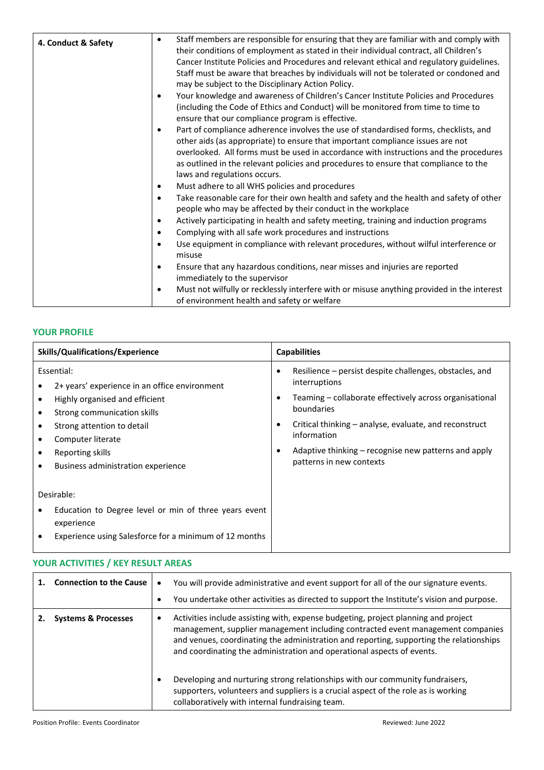| 4. Conduct & Safety | • Staff members are responsible for ensuring that they are familiar with and comply with their conditions of employment as stated in their individual contract, all Children's Cancer Institute Policies and Procedures and relevant ethical and regulatory guidelines. Staff must be aware that breaches by individuals will not be tolerated or condoned and may be subject to the Disciplinary Action Policy.<br>• Your knowledge and awareness of Children's Cancer Institute Policies and Procedures (including the Code of Ethics and Conduct) will be monitored from time to time to ensure that our compliance program is effective.<br>• Part of compliance adherence involves the use of standardised forms, checklists, and other aids (as appropriate) to ensure that important compliance issues are not overlooked. All forms must be used in accordance with instructions and the procedures as outlined in the relevant policies and procedures to ensure that compliance to the laws and regulations occurs.<br>• Must adhere to all WHS policies and procedures<br>• Take reasonable care for their own health and safety and the health and safety of other people who may be affected by their conduct in the workplace<br>• Actively participating in health and safety meeting, training and induction programs<br>• Complying with all safe work procedures and instructions<br>• Use equipment in compliance with relevant procedures, without wilful interference or misuse<br>• Ensure that any hazardous conditions, near misses and injuries are reported immediately to the supervisor<br>• Must not wilfully or recklessly interfere with or misuse anything provided in the interest of environment health and safety or welfare |
|---|---|

## YOUR PROFILE

| Skills/Qualifications/Experience | Capabilities |
|---|---|
| Essential:<br>• 2+ years' experience in an office environment<br>• Highly organised and efficient<br>• Strong communication skills<br>• Strong attention to detail<br>• Computer literate<br>• Reporting skills<br>• Business administration experience<br><br>Desirable:<br>• Education to Degree level or min of three years event experience<br>• Experience using Salesforce for a minimum of 12 months | • Resilience – persist despite challenges, obstacles, and interruptions<br>• Teaming – collaborate effectively across organisational boundaries<br>• Critical thinking – analyse, evaluate, and reconstruct information<br>• Adaptive thinking – recognise new patterns and apply patterns in new contexts |

## YOUR ACTIVITIES / KEY RESULT AREAS

| 1. Connection to the Cause | • You will provide administrative and event support for all of the our signature events.<br>• You undertake other activities as directed to support the Institute's vision and purpose. |
|---|---|
| **2. Systems & Processes** | • Activities include assisting with, expense budgeting, project planning and project management, supplier management including contracted event management companies and venues, coordinating the administration and reporting, supporting the relationships and coordinating the administration and operational aspects of events.<br>• Developing and nurturing strong relationships with our community fundraisers, supporters, volunteers and suppliers is a crucial aspect of the role as is working collaboratively with internal fundraising team. |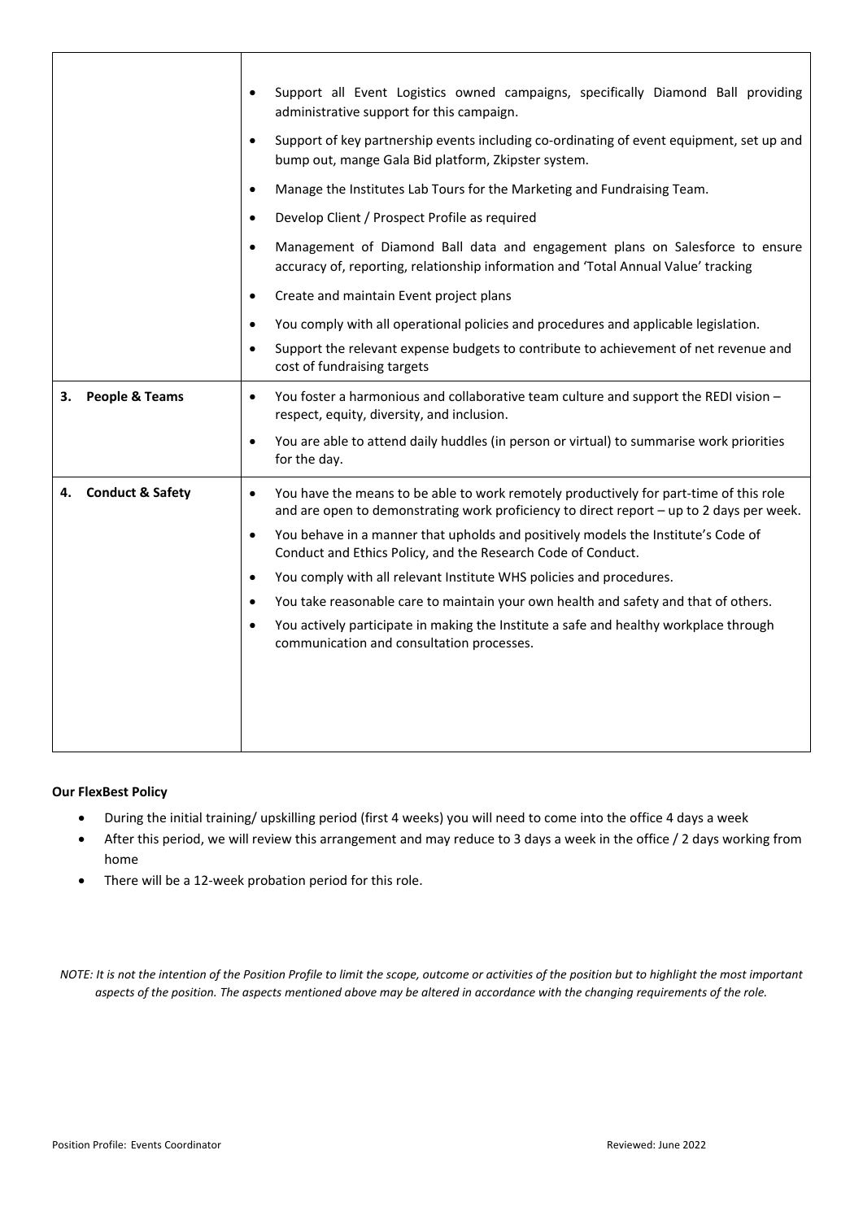| | |
|---|---|
| | • Support all Event Logistics owned campaigns, specifically Diamond Ball providing administrative support for this campaign.<br>• Support of key partnership events including co-ordinating of event equipment, set up and bump out, mange Gala Bid platform, Zkipster system.<br>• Manage the Institutes Lab Tours for the Marketing and Fundraising Team.<br>• Develop Client / Prospect Profile as required<br>• Management of Diamond Ball data and engagement plans on Salesforce to ensure accuracy of, reporting, relationship information and 'Total Annual Value' tracking<br>• Create and maintain Event project plans<br>• You comply with all operational policies and procedures and applicable legislation.<br>• Support the relevant expense budgets to contribute to achievement of net revenue and cost of fundraising targets |
| **3. People & Teams** | • You foster a harmonious and collaborative team culture and support the REDI vision – respect, equity, diversity, and inclusion.<br>• You are able to attend daily huddles (in person or virtual) to summarise work priorities for the day. |
| **4. Conduct & Safety** | • You have the means to be able to work remotely productively for part-time of this role and are open to demonstrating work proficiency to direct report – up to 2 days per week.<br>• You behave in a manner that upholds and positively models the Institute's Code of Conduct and Ethics Policy, and the Research Code of Conduct.<br>• You comply with all relevant Institute WHS policies and procedures.<br>• You take reasonable care to maintain your own health and safety and that of others.<br>• You actively participate in making the Institute a safe and healthy workplace through communication and consultation processes. |

**Our FlexBest Policy**

- During the initial training/ upskilling period (first 4 weeks) you will need to come into the office 4 days a week
- After this period, we will review this arrangement and may reduce to 3 days a week in the office / 2 days working from home
- There will be a 12-week probation period for this role.

*NOTE: It is not the intention of the Position Profile to limit the scope, outcome or activities of the position but to highlight the most important aspects of the position. The aspects mentioned above may be altered in accordance with the changing requirements of the role.*